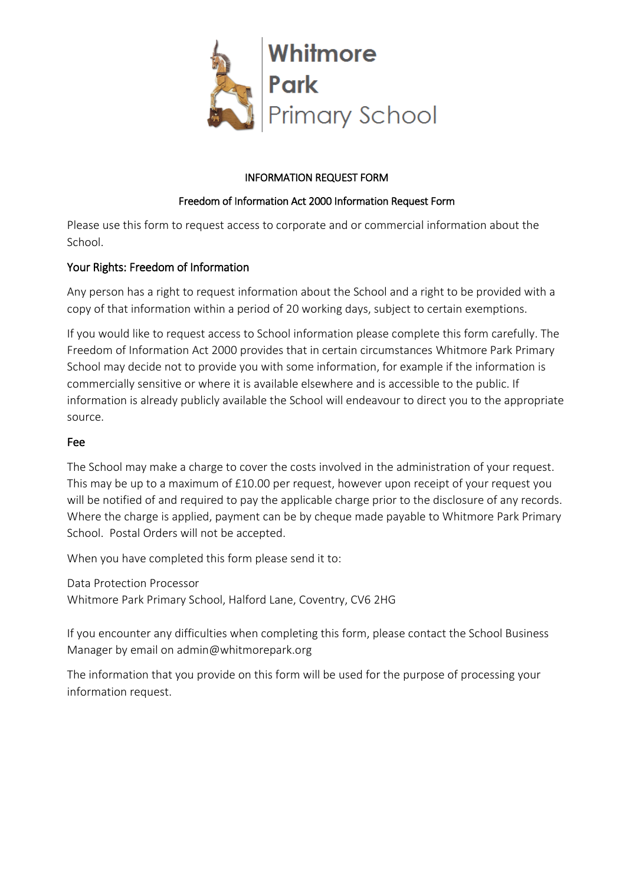Whitmore Park Primary School

# INFORMATION REQUEST FORM

## Freedom of Information Act 2000 Information Request Form

Please use this form to request access to corporate and or commercial information about the School.

### Your Rights: Freedom of Information

Any person has a right to request information about the School and a right to be provided with a copy of that information within a period of 20 working days, subject to certain exemptions.

If you would like to request access to School information please complete this form carefully. The Freedom of Information Act 2000 provides that in certain circumstances Whitmore Park Primary School may decide not to provide you with some information, for example if the information is commercially sensitive or where it is available elsewhere and is accessible to the public. If information is already publicly available the School will endeavour to direct you to the appropriate source.

### Fee

The School may make a charge to cover the costs involved in the administration of your request. This may be up to a maximum of £10.00 per request, however upon receipt of your request you will be notified of and required to pay the applicable charge prior to the disclosure of any records. Where the charge is applied, payment can be by cheque made payable to Whitmore Park Primary School. Postal Orders will not be accepted.

When you have completed this form please send it to:

Data Protection Processor
Whitmore Park Primary School, Halford Lane, Coventry, CV6 2HG

If you encounter any difficulties when completing this form, please contact the School Business Manager by email on admin@whitmorepark.org

The information that you provide on this form will be used for the purpose of processing your information request.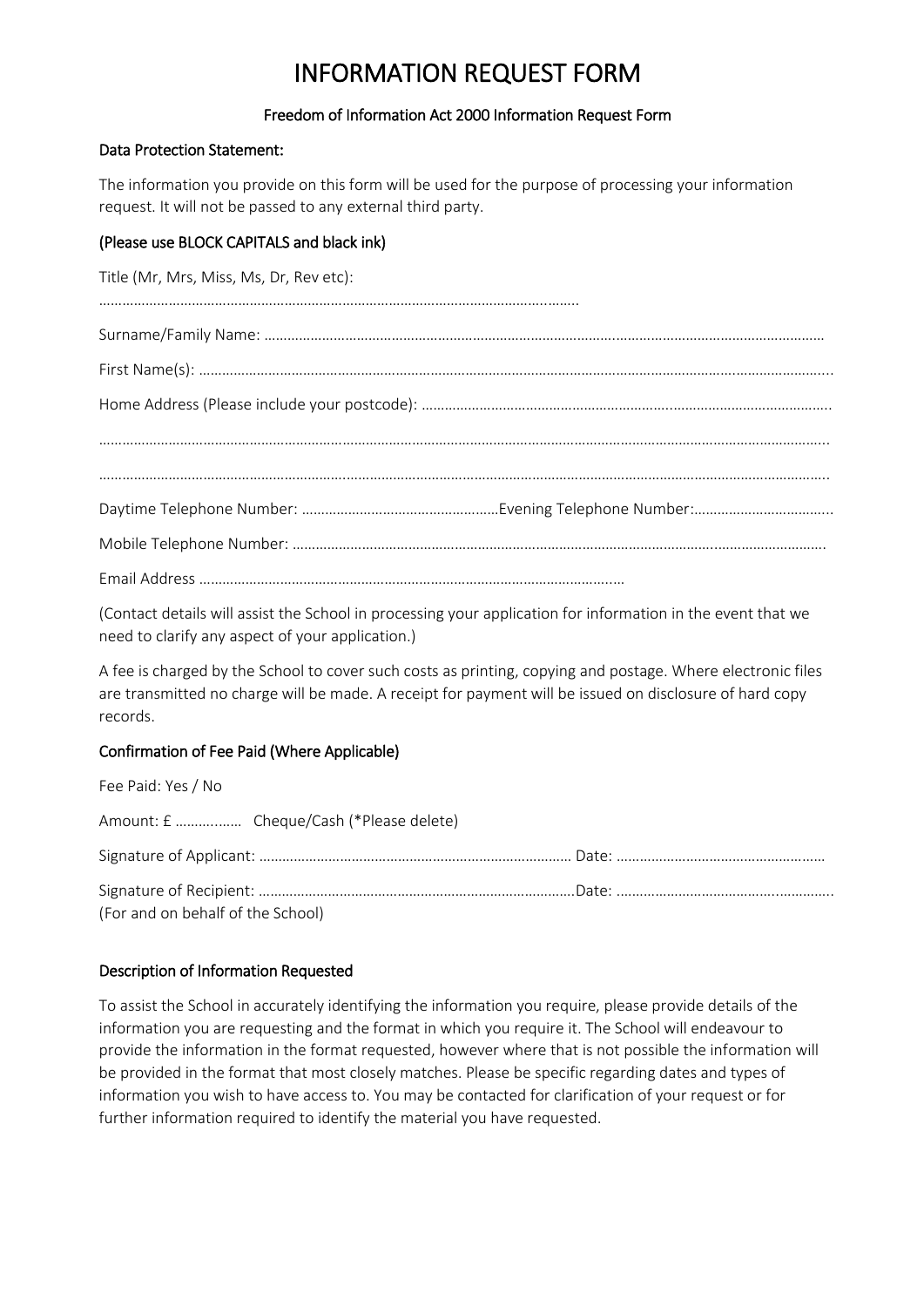# INFORMATION REQUEST FORM

**Freedom of Information Act 2000 Information Request Form**

**Data Protection Statement:**

The information you provide on this form will be used for the purpose of processing your information request. It will not be passed to any external third party.

**(Please use BLOCK CAPITALS and black ink)**

Title (Mr, Mrs, Miss, Ms, Dr, Rev etc):

……………………………………………………………………………………………………………

Surname/Family Name: ……………………………………………………………………………………………………………………………

First Name(s): …………………………………………………………………………………………………………………………………………..

Home Address (Please include your postcode): ………………………………………………………………………………………….

…………………………………………………………………………………………………………………………………………………………….

…………………………………………………………………………………………………………………………………………………………….

Daytime Telephone Number: ……………………………………………Evening Telephone Number:………………………………..

Mobile Telephone Number: …………………………………………………………………………………………………………………….

Email Address ………………………………………………………………………………………………

(Contact details will assist the School in processing your application for information in the event that we need to clarify any aspect of your application.)

A fee is charged by the School to cover such costs as printing, copying and postage. Where electronic files are transmitted no charge will be made. A receipt for payment will be issued on disclosure of hard copy records.

**Confirmation of Fee Paid (Where Applicable)**

Fee Paid: Yes / No

Amount: £ ……………… Cheque/Cash (*Please delete)

Signature of Applicant: ……………………………………………………………………… Date: ………………………………………………

Signature of Recipient: ……………………………………………………………………….Date: ………………………………………………..
(For and on behalf of the School)

**Description of Information Requested**

To assist the School in accurately identifying the information you require, please provide details of the information you are requesting and the format in which you require it. The School will endeavour to provide the information in the format requested, however where that is not possible the information will be provided in the format that most closely matches. Please be specific regarding dates and types of information you wish to have access to. You may be contacted for clarification of your request or for further information required to identify the material you have requested.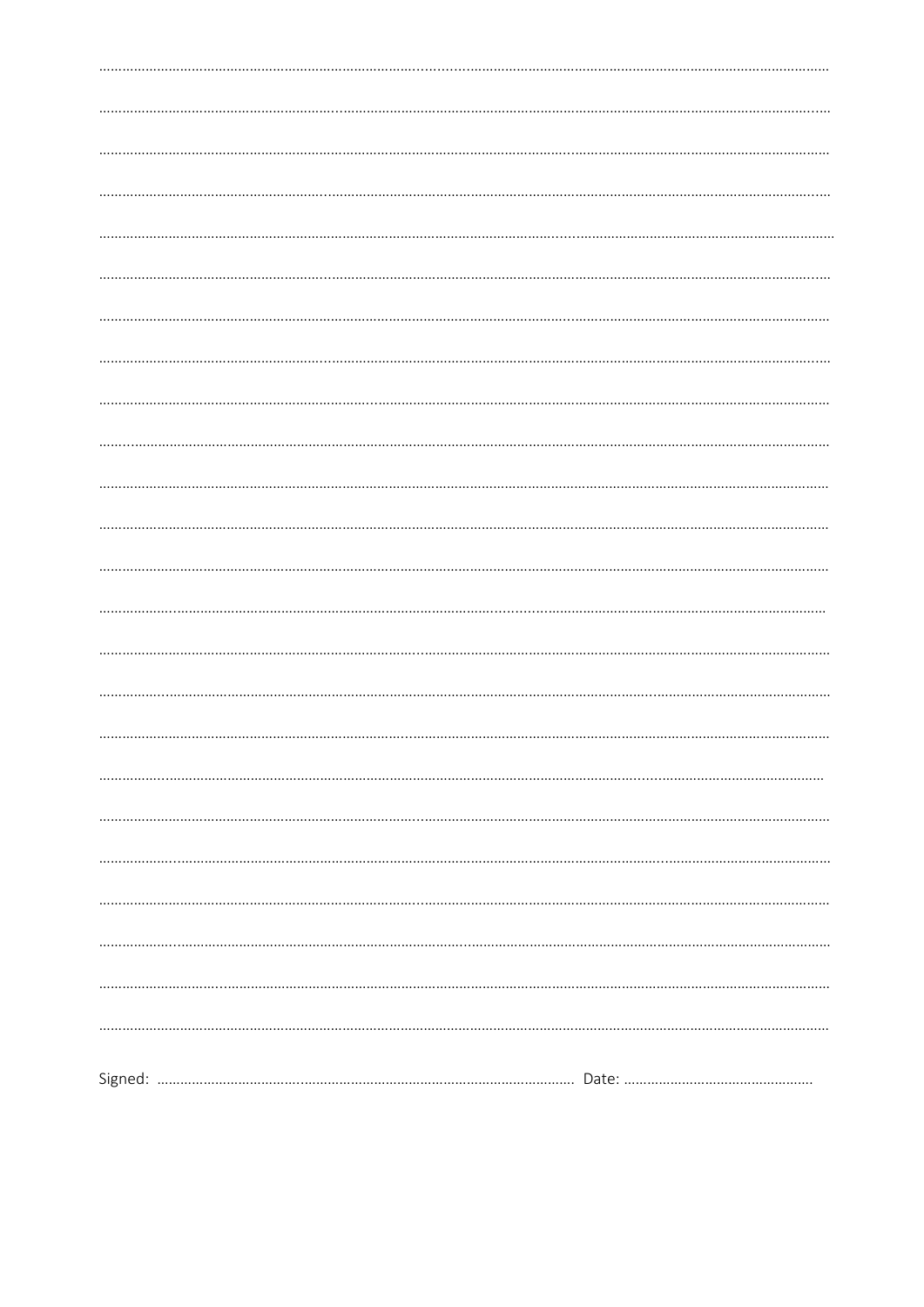………………………………………………………………………………………………………………………………………………………………………

………………………………………………………………………………………………………………………………………………………………………

………………………………………………………………………………………………………………………………………………………………………

………………………………………………………………………………………………………………………………………………………………………

………………………………………………………………………………………………………………………………………………………………………

………………………………………………………………………………………………………………………………………………………………………

………………………………………………………………………………………………………………………………………………………………………

………………………………………………………………………………………………………………………………………………………………………

………………………………………………………………………………………………………………………………………………………………………

………………………………………………………………………………………………………………………………………………………………………

………………………………………………………………………………………………………………………………………………………………………

………………………………………………………………………………………………………………………………………………………………………

………………………………………………………………………………………………………………………………………………………………………

………………………………………………………………………………………………………………………………………………………………………

………………………………………………………………………………………………………………………………………………………………………

………………………………………………………………………………………………………………………………………………………………………

………………………………………………………………………………………………………………………………………………………………………

………………………………………………………………………………………………………………………………………………………………………

………………………………………………………………………………………………………………………………………………………………………

………………………………………………………………………………………………………………………………………………………………………

………………………………………………………………………………………………………………………………………………………………………

………………………………………………………………………………………………………………………………………………………………………

………………………………………………………………………………………………………………………………………………………………………

………………………………………………………………………………………………………………………………………………………………………

Signed: ………………………………………………………………………………………… Date: …………………………………………